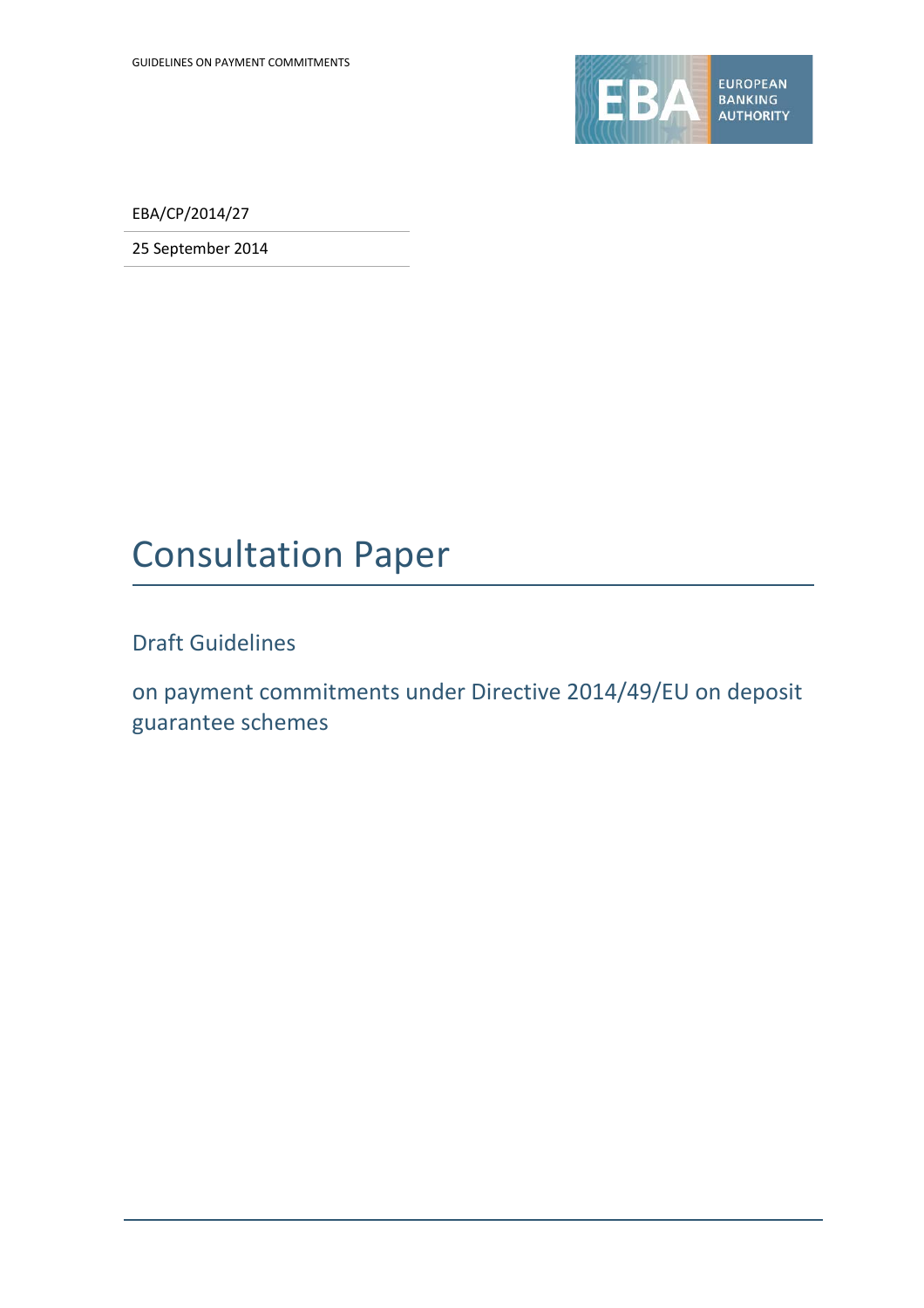EBA/CP/2014/27

25 September 2014

# Consultation Paper

## Draft Guidelines

## on payment commitments under Directive 2014/49/EU on deposit guarantee schemes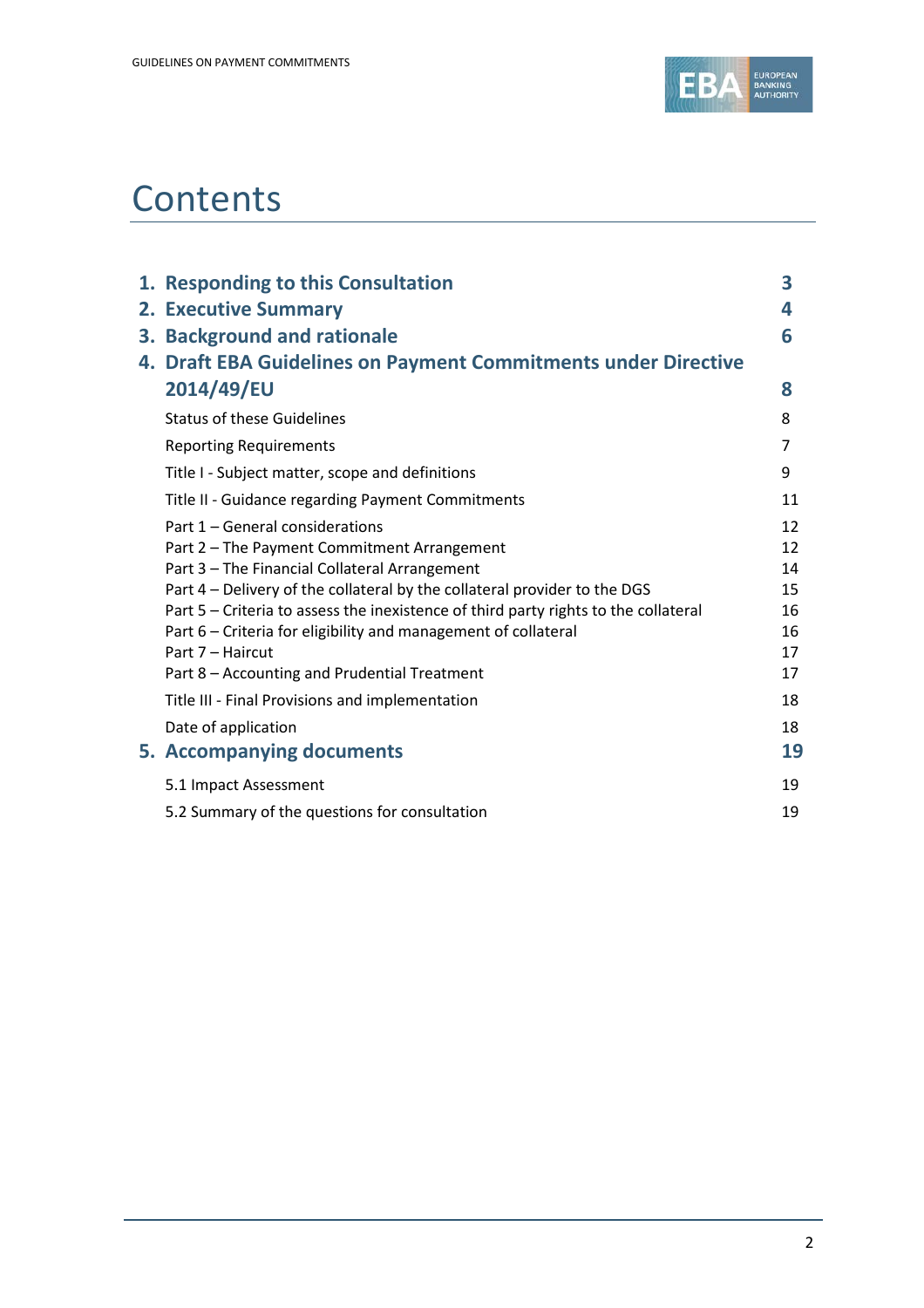# Contents

| | |
|---|---|
| **1. Responding to this Consultation** | **3** |
| **2. Executive Summary** | **4** |
| **3. Background and rationale** | **6** |
| **4. Draft EBA Guidelines on Payment Commitments under Directive 2014/49/EU** | **8** |
| Status of these Guidelines | 8 |
| Reporting Requirements | 7 |
| Title I - Subject matter, scope and definitions | 9 |
| Title II - Guidance regarding Payment Commitments | 11 |
| Part 1 – General considerations | 12 |
| Part 2 – The Payment Commitment Arrangement | 12 |
| Part 3 – The Financial Collateral Arrangement | 14 |
| Part 4 – Delivery of the collateral by the collateral provider to the DGS | 15 |
| Part 5 – Criteria to assess the inexistence of third party rights to the collateral | 16 |
| Part 6 – Criteria for eligibility and management of collateral | 16 |
| Part 7 – Haircut | 17 |
| Part 8 – Accounting and Prudential Treatment | 17 |
| Title III - Final Provisions and implementation | 18 |
| Date of application | 18 |
| **5. Accompanying documents** | **19** |
| 5.1 Impact Assessment | 19 |
| 5.2 Summary of the questions for consultation | 19 |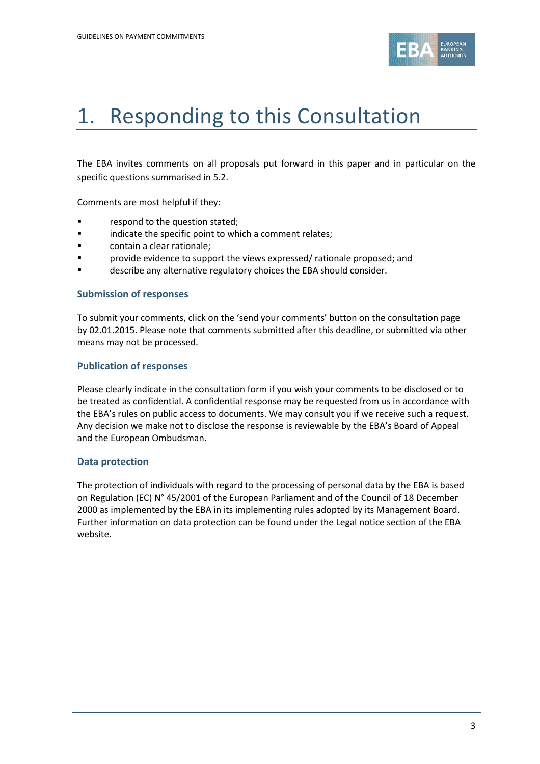# 1. Responding to this Consultation

The EBA invites comments on all proposals put forward in this paper and in particular on the specific questions summarised in 5.2.

Comments are most helpful if they:

- respond to the question stated;
- indicate the specific point to which a comment relates;
- contain a clear rationale;
- provide evidence to support the views expressed/ rationale proposed; and
- describe any alternative regulatory choices the EBA should consider.

### Submission of responses

To submit your comments, click on the 'send your comments' button on the consultation page by 02.01.2015. Please note that comments submitted after this deadline, or submitted via other means may not be processed.

### Publication of responses

Please clearly indicate in the consultation form if you wish your comments to be disclosed or to be treated as confidential. A confidential response may be requested from us in accordance with the EBA's rules on public access to documents. We may consult you if we receive such a request. Any decision we make not to disclose the response is reviewable by the EBA's Board of Appeal and the European Ombudsman.

### Data protection

The protection of individuals with regard to the processing of personal data by the EBA is based on Regulation (EC) N° 45/2001 of the European Parliament and of the Council of 18 December 2000 as implemented by the EBA in its implementing rules adopted by its Management Board. Further information on data protection can be found under the Legal notice section of the EBA website.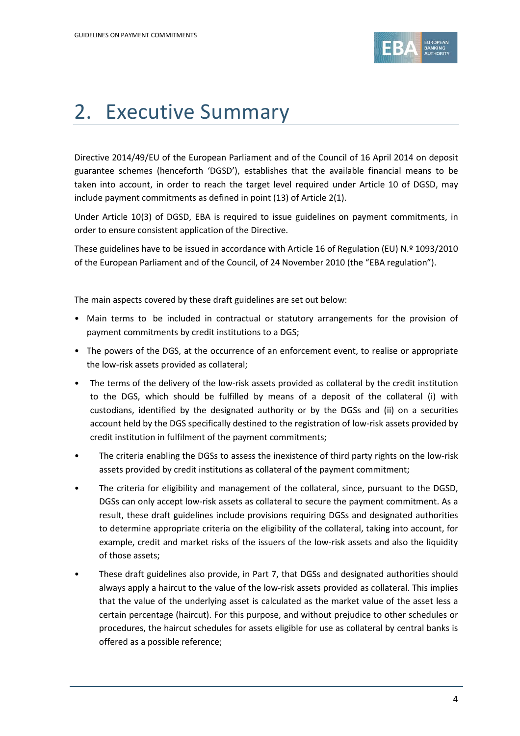# 2. Executive Summary

Directive 2014/49/EU of the European Parliament and of the Council of 16 April 2014 on deposit guarantee schemes (henceforth 'DGSD'), establishes that the available financial means to be taken into account, in order to reach the target level required under Article 10 of DGSD, may include payment commitments as defined in point (13) of Article 2(1).

Under Article 10(3) of DGSD, EBA is required to issue guidelines on payment commitments, in order to ensure consistent application of the Directive.

These guidelines have to be issued in accordance with Article 16 of Regulation (EU) N.º 1093/2010 of the European Parliament and of the Council, of 24 November 2010 (the "EBA regulation").

The main aspects covered by these draft guidelines are set out below:

- Main terms to be included in contractual or statutory arrangements for the provision of payment commitments by credit institutions to a DGS;
- The powers of the DGS, at the occurrence of an enforcement event, to realise or appropriate the low-risk assets provided as collateral;
- The terms of the delivery of the low-risk assets provided as collateral by the credit institution to the DGS, which should be fulfilled by means of a deposit of the collateral (i) with custodians, identified by the designated authority or by the DGSs and (ii) on a securities account held by the DGS specifically destined to the registration of low-risk assets provided by credit institution in fulfilment of the payment commitments;
- The criteria enabling the DGSs to assess the inexistence of third party rights on the low-risk assets provided by credit institutions as collateral of the payment commitment;
- The criteria for eligibility and management of the collateral, since, pursuant to the DGSD, DGSs can only accept low-risk assets as collateral to secure the payment commitment. As a result, these draft guidelines include provisions requiring DGSs and designated authorities to determine appropriate criteria on the eligibility of the collateral, taking into account, for example, credit and market risks of the issuers of the low-risk assets and also the liquidity of those assets;
- These draft guidelines also provide, in Part 7, that DGSs and designated authorities should always apply a haircut to the value of the low-risk assets provided as collateral. This implies that the value of the underlying asset is calculated as the market value of the asset less a certain percentage (haircut). For this purpose, and without prejudice to other schedules or procedures, the haircut schedules for assets eligible for use as collateral by central banks is offered as a possible reference;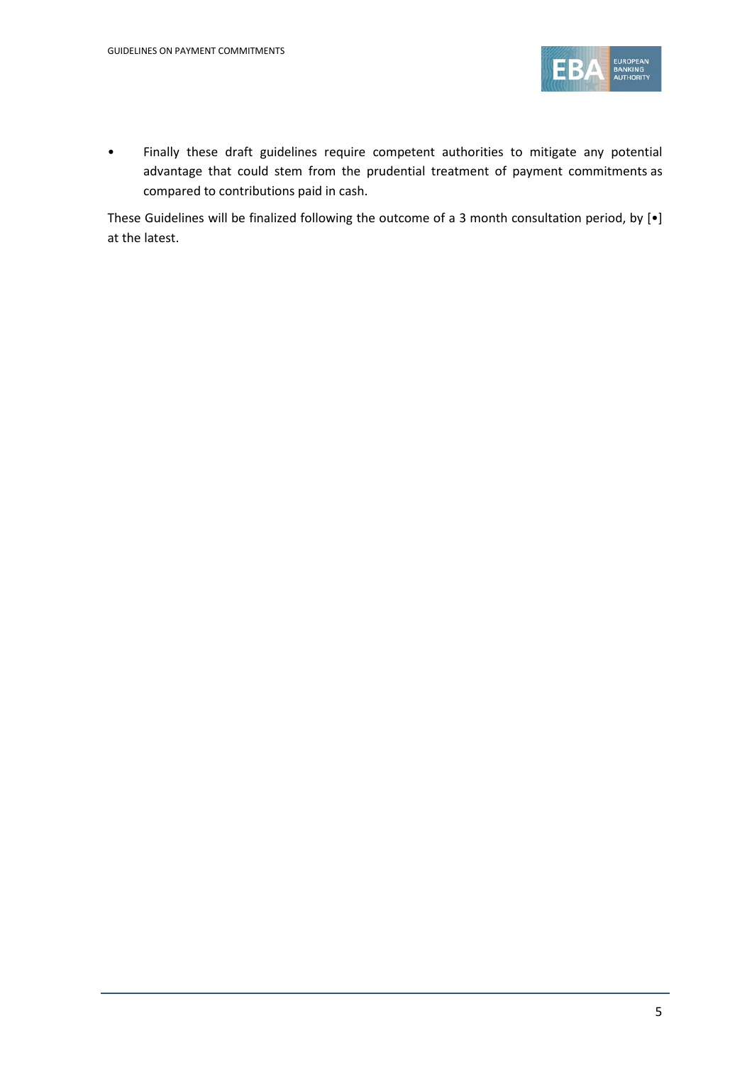- Finally these draft guidelines require competent authorities to mitigate any potential advantage that could stem from the prudential treatment of payment commitments as compared to contributions paid in cash.

These Guidelines will be finalized following the outcome of a 3 month consultation period, by [•] at the latest.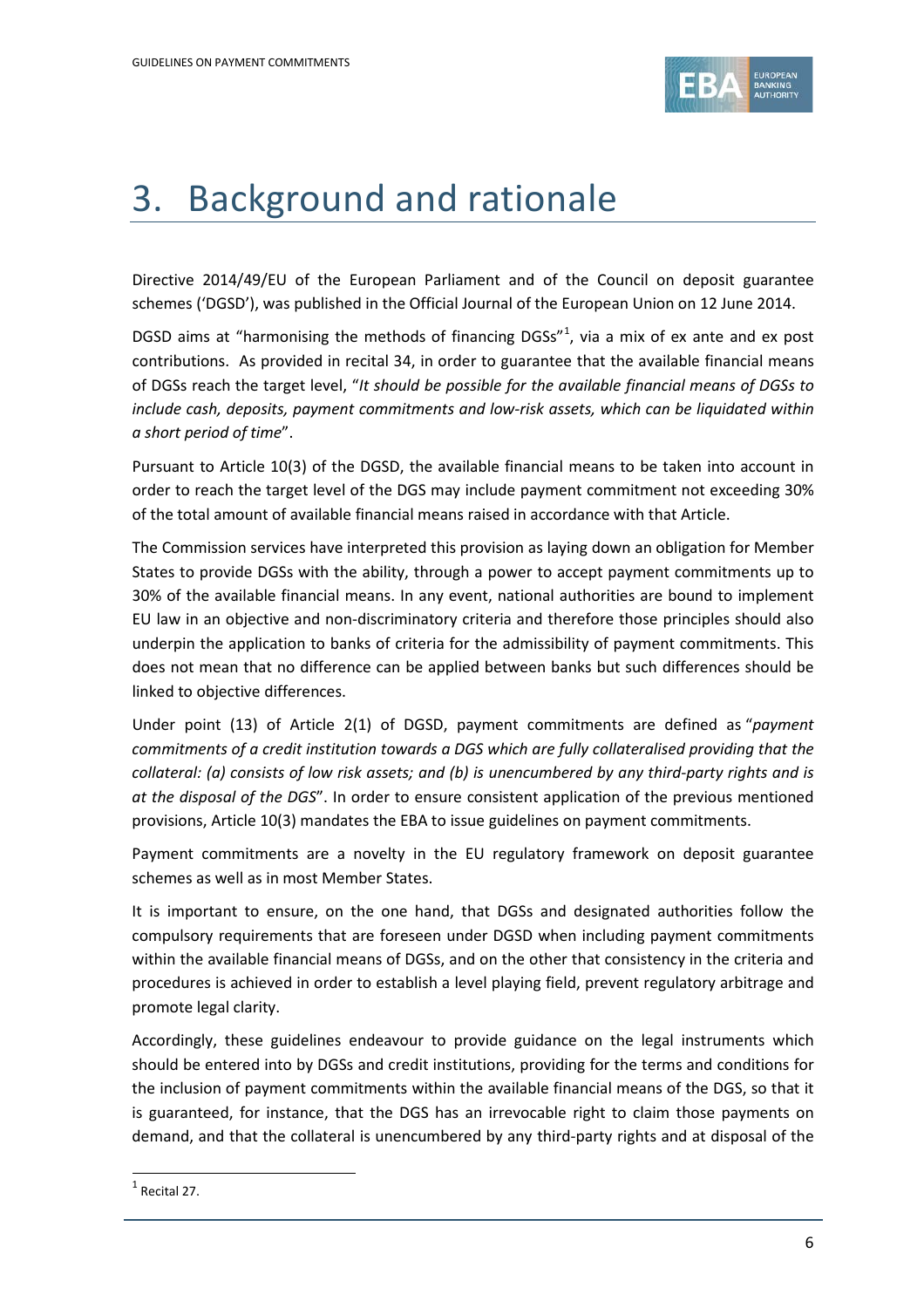# 3. Background and rationale

Directive 2014/49/EU of the European Parliament and of the Council on deposit guarantee schemes ('DGSD'), was published in the Official Journal of the European Union on 12 June 2014.

DGSD aims at "harmonising the methods of financing DGSs"[1], via a mix of ex ante and ex post contributions. As provided in recital 34, in order to guarantee that the available financial means of DGSs reach the target level, "*It should be possible for the available financial means of DGSs to include cash, deposits, payment commitments and low-risk assets, which can be liquidated within a short period of time*".

Pursuant to Article 10(3) of the DGSD, the available financial means to be taken into account in order to reach the target level of the DGS may include payment commitment not exceeding 30% of the total amount of available financial means raised in accordance with that Article.

The Commission services have interpreted this provision as laying down an obligation for Member States to provide DGSs with the ability, through a power to accept payment commitments up to 30% of the available financial means. In any event, national authorities are bound to implement EU law in an objective and non-discriminatory criteria and therefore those principles should also underpin the application to banks of criteria for the admissibility of payment commitments. This does not mean that no difference can be applied between banks but such differences should be linked to objective differences.

Under point (13) of Article 2(1) of DGSD, payment commitments are defined as "*payment commitments of a credit institution towards a DGS which are fully collateralised providing that the collateral: (a) consists of low risk assets; and (b) is unencumbered by any third-party rights and is at the disposal of the DGS*". In order to ensure consistent application of the previous mentioned provisions, Article 10(3) mandates the EBA to issue guidelines on payment commitments.

Payment commitments are a novelty in the EU regulatory framework on deposit guarantee schemes as well as in most Member States.

It is important to ensure, on the one hand, that DGSs and designated authorities follow the compulsory requirements that are foreseen under DGSD when including payment commitments within the available financial means of DGSs, and on the other that consistency in the criteria and procedures is achieved in order to establish a level playing field, prevent regulatory arbitrage and promote legal clarity.

Accordingly, these guidelines endeavour to provide guidance on the legal instruments which should be entered into by DGSs and credit institutions, providing for the terms and conditions for the inclusion of payment commitments within the available financial means of the DGS, so that it is guaranteed, for instance, that the DGS has an irrevocable right to claim those payments on demand, and that the collateral is unencumbered by any third-party rights and at disposal of the

[1] Recital 27.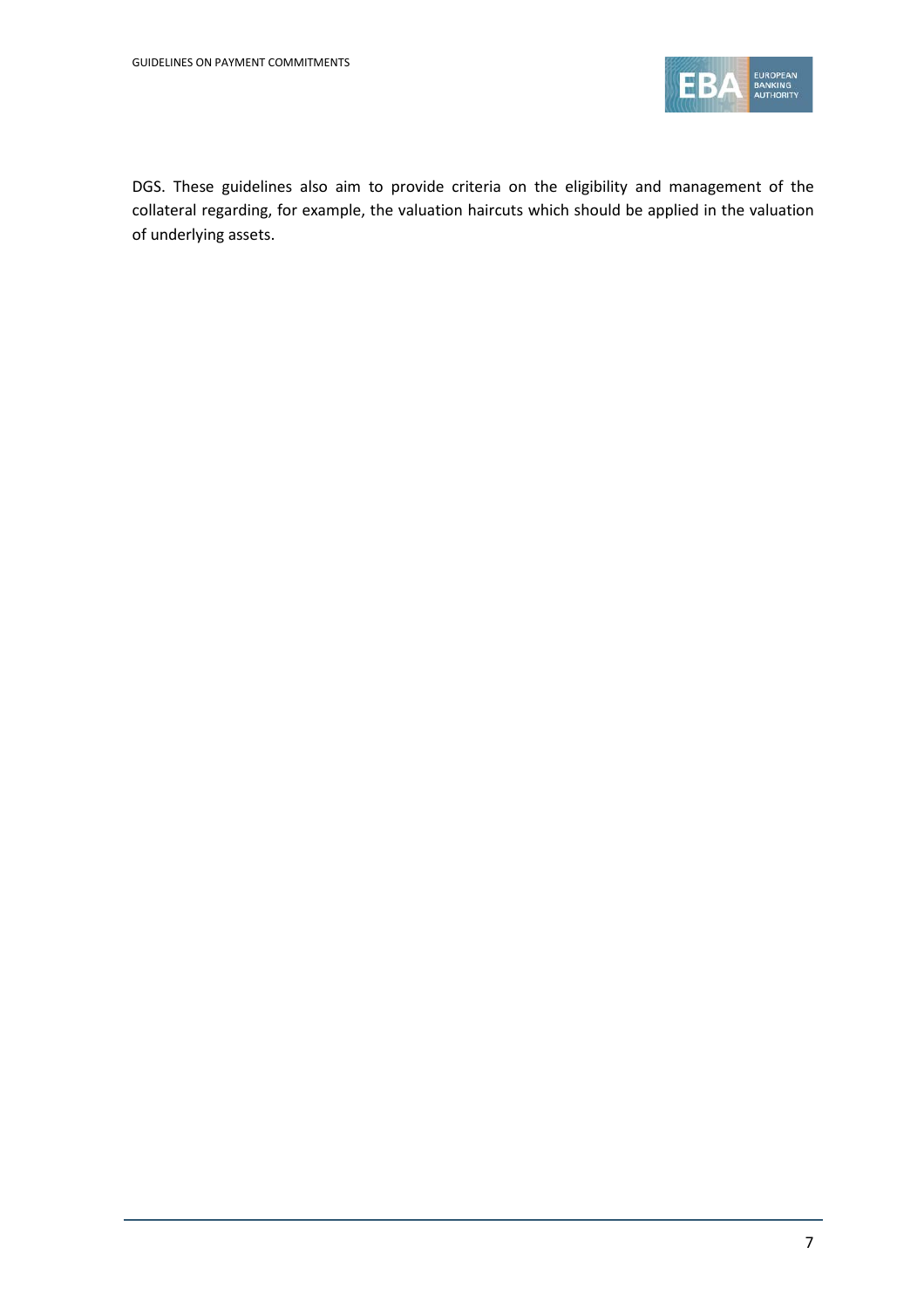DGS. These guidelines also aim to provide criteria on the eligibility and management of the collateral regarding, for example, the valuation haircuts which should be applied in the valuation of underlying assets.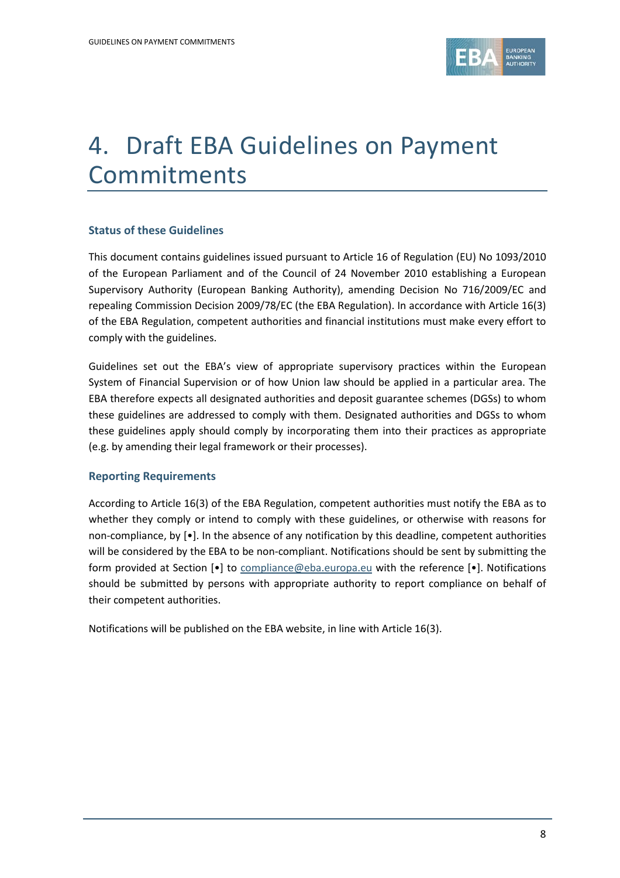# 4. Draft EBA Guidelines on Payment Commitments

### Status of these Guidelines

This document contains guidelines issued pursuant to Article 16 of Regulation (EU) No 1093/2010 of the European Parliament and of the Council of 24 November 2010 establishing a European Supervisory Authority (European Banking Authority), amending Decision No 716/2009/EC and repealing Commission Decision 2009/78/EC (the EBA Regulation). In accordance with Article 16(3) of the EBA Regulation, competent authorities and financial institutions must make every effort to comply with the guidelines.

Guidelines set out the EBA's view of appropriate supervisory practices within the European System of Financial Supervision or of how Union law should be applied in a particular area. The EBA therefore expects all designated authorities and deposit guarantee schemes (DGSs) to whom these guidelines are addressed to comply with them. Designated authorities and DGSs to whom these guidelines apply should comply by incorporating them into their practices as appropriate (e.g. by amending their legal framework or their processes).

### Reporting Requirements

According to Article 16(3) of the EBA Regulation, competent authorities must notify the EBA as to whether they comply or intend to comply with these guidelines, or otherwise with reasons for non-compliance, by [•]. In the absence of any notification by this deadline, competent authorities will be considered by the EBA to be non-compliant. Notifications should be sent by submitting the form provided at Section [•] to compliance@eba.europa.eu with the reference [•]. Notifications should be submitted by persons with appropriate authority to report compliance on behalf of their competent authorities.

Notifications will be published on the EBA website, in line with Article 16(3).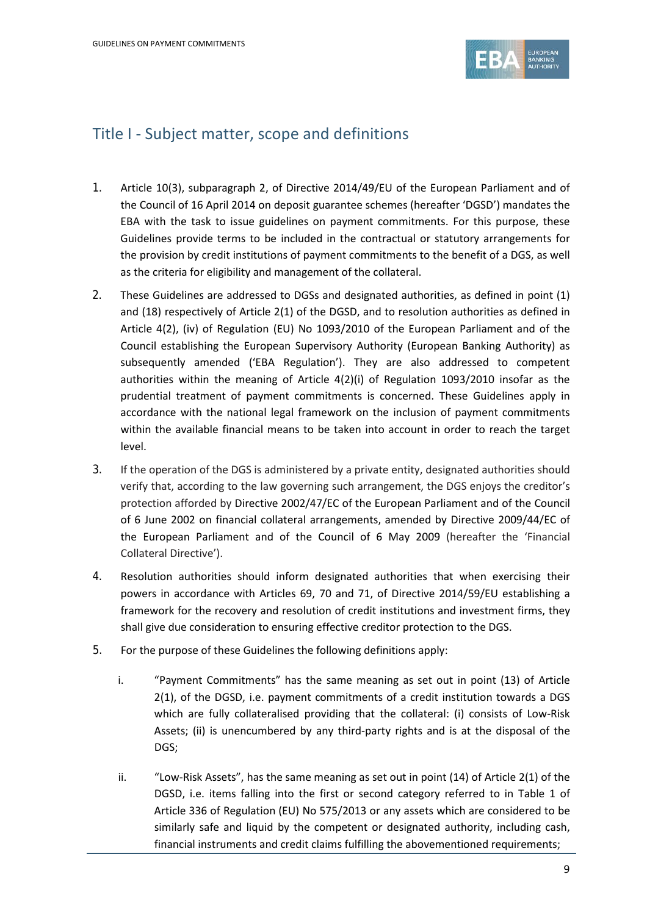# Title I - Subject matter, scope and definitions

1. Article 10(3), subparagraph 2, of Directive 2014/49/EU of the European Parliament and of the Council of 16 April 2014 on deposit guarantee schemes (hereafter 'DGSD') mandates the EBA with the task to issue guidelines on payment commitments. For this purpose, these Guidelines provide terms to be included in the contractual or statutory arrangements for the provision by credit institutions of payment commitments to the benefit of a DGS, as well as the criteria for eligibility and management of the collateral.

2. These Guidelines are addressed to DGSs and designated authorities, as defined in point (1) and (18) respectively of Article 2(1) of the DGSD, and to resolution authorities as defined in Article 4(2), (iv) of Regulation (EU) No 1093/2010 of the European Parliament and of the Council establishing the European Supervisory Authority (European Banking Authority) as subsequently amended ('EBA Regulation'). They are also addressed to competent authorities within the meaning of Article 4(2)(i) of Regulation 1093/2010 insofar as the prudential treatment of payment commitments is concerned. These Guidelines apply in accordance with the national legal framework on the inclusion of payment commitments within the available financial means to be taken into account in order to reach the target level.

3. If the operation of the DGS is administered by a private entity, designated authorities should verify that, according to the law governing such arrangement, the DGS enjoys the creditor's protection afforded by Directive 2002/47/EC of the European Parliament and of the Council of 6 June 2002 on financial collateral arrangements, amended by Directive 2009/44/EC of the European Parliament and of the Council of 6 May 2009 (hereafter the 'Financial Collateral Directive').

4. Resolution authorities should inform designated authorities that when exercising their powers in accordance with Articles 69, 70 and 71, of Directive 2014/59/EU establishing a framework for the recovery and resolution of credit institutions and investment firms, they shall give due consideration to ensuring effective creditor protection to the DGS.

5. For the purpose of these Guidelines the following definitions apply:

   i. "Payment Commitments" has the same meaning as set out in point (13) of Article 2(1), of the DGSD, i.e. payment commitments of a credit institution towards a DGS which are fully collateralised providing that the collateral: (i) consists of Low-Risk Assets; (ii) is unencumbered by any third-party rights and is at the disposal of the DGS;

   ii. "Low-Risk Assets", has the same meaning as set out in point (14) of Article 2(1) of the DGSD, i.e. items falling into the first or second category referred to in Table 1 of Article 336 of Regulation (EU) No 575/2013 or any assets which are considered to be similarly safe and liquid by the competent or designated authority, including cash, financial instruments and credit claims fulfilling the abovementioned requirements;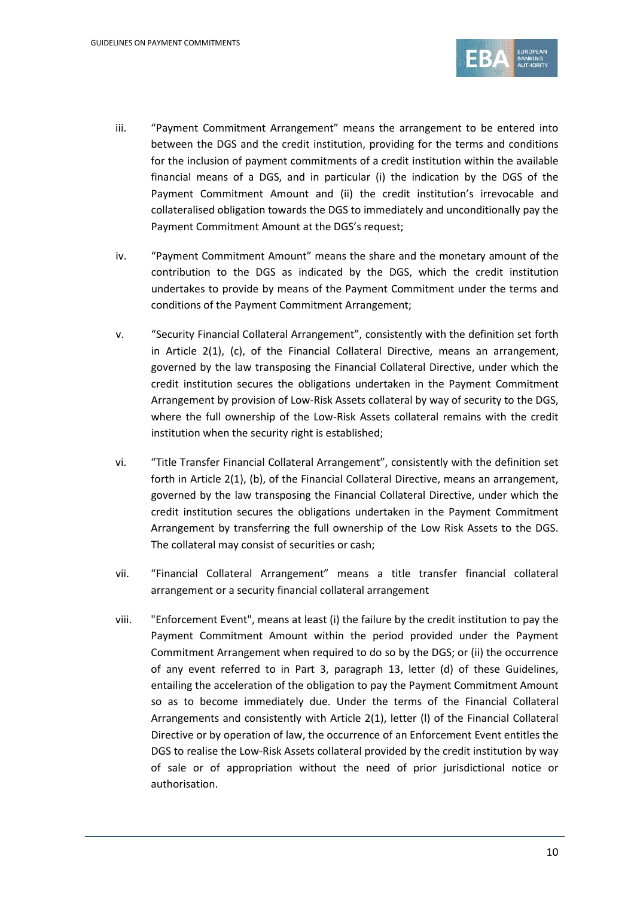iii. "Payment Commitment Arrangement" means the arrangement to be entered into between the DGS and the credit institution, providing for the terms and conditions for the inclusion of payment commitments of a credit institution within the available financial means of a DGS, and in particular (i) the indication by the DGS of the Payment Commitment Amount and (ii) the credit institution's irrevocable and collateralised obligation towards the DGS to immediately and unconditionally pay the Payment Commitment Amount at the DGS's request;

iv. "Payment Commitment Amount" means the share and the monetary amount of the contribution to the DGS as indicated by the DGS, which the credit institution undertakes to provide by means of the Payment Commitment under the terms and conditions of the Payment Commitment Arrangement;

v. "Security Financial Collateral Arrangement", consistently with the definition set forth in Article 2(1), (c), of the Financial Collateral Directive, means an arrangement, governed by the law transposing the Financial Collateral Directive, under which the credit institution secures the obligations undertaken in the Payment Commitment Arrangement by provision of Low-Risk Assets collateral by way of security to the DGS, where the full ownership of the Low-Risk Assets collateral remains with the credit institution when the security right is established;

vi. "Title Transfer Financial Collateral Arrangement", consistently with the definition set forth in Article 2(1), (b), of the Financial Collateral Directive, means an arrangement, governed by the law transposing the Financial Collateral Directive, under which the credit institution secures the obligations undertaken in the Payment Commitment Arrangement by transferring the full ownership of the Low Risk Assets to the DGS. The collateral may consist of securities or cash;

vii. "Financial Collateral Arrangement" means a title transfer financial collateral arrangement or a security financial collateral arrangement

viii. "Enforcement Event", means at least (i) the failure by the credit institution to pay the Payment Commitment Amount within the period provided under the Payment Commitment Arrangement when required to do so by the DGS; or (ii) the occurrence of any event referred to in Part 3, paragraph 13, letter (d) of these Guidelines, entailing the acceleration of the obligation to pay the Payment Commitment Amount so as to become immediately due. Under the terms of the Financial Collateral Arrangements and consistently with Article 2(1), letter (l) of the Financial Collateral Directive or by operation of law, the occurrence of an Enforcement Event entitles the DGS to realise the Low-Risk Assets collateral provided by the credit institution by way of sale or of appropriation without the need of prior jurisdictional notice or authorisation.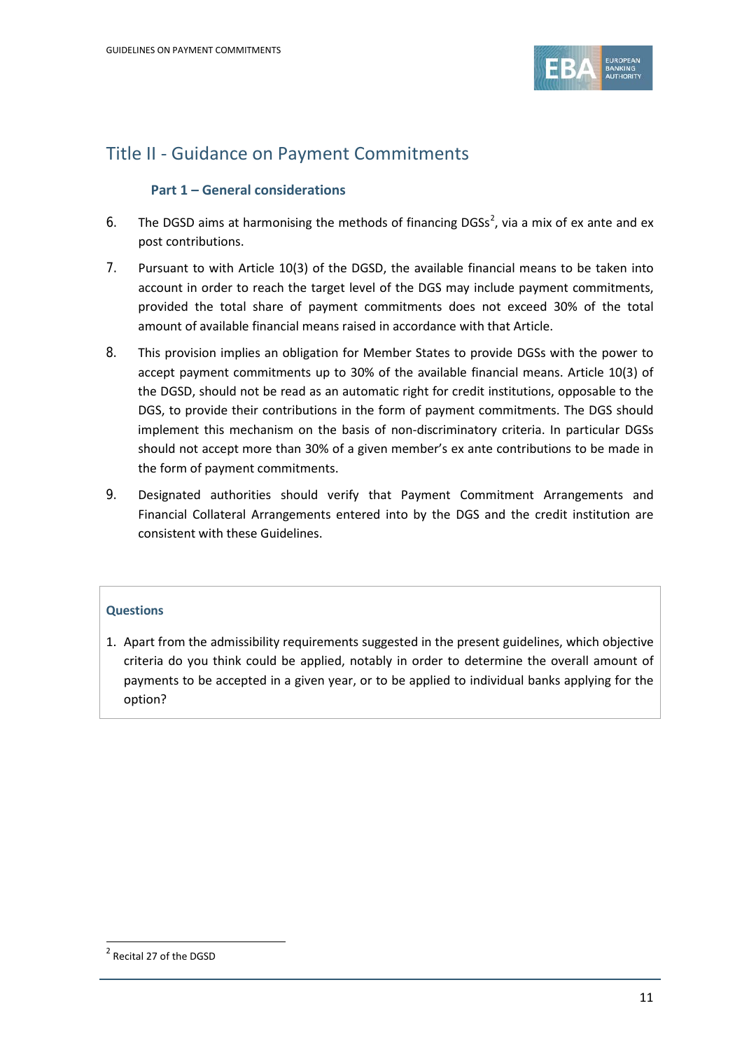## Title II - Guidance on Payment Commitments

### Part 1 – General considerations

6. The DGSD aims at harmonising the methods of financing DGSs[2], via a mix of ex ante and ex post contributions.

7. Pursuant to with Article 10(3) of the DGSD, the available financial means to be taken into account in order to reach the target level of the DGS may include payment commitments, provided the total share of payment commitments does not exceed 30% of the total amount of available financial means raised in accordance with that Article.

8. This provision implies an obligation for Member States to provide DGSs with the power to accept payment commitments up to 30% of the available financial means. Article 10(3) of the DGSD, should not be read as an automatic right for credit institutions, opposable to the DGS, to provide their contributions in the form of payment commitments. The DGS should implement this mechanism on the basis of non-discriminatory criteria. In particular DGSs should not accept more than 30% of a given member's ex ante contributions to be made in the form of payment commitments.

9. Designated authorities should verify that Payment Commitment Arrangements and Financial Collateral Arrangements entered into by the DGS and the credit institution are consistent with these Guidelines.

**Questions**

1. Apart from the admissibility requirements suggested in the present guidelines, which objective criteria do you think could be applied, notably in order to determine the overall amount of payments to be accepted in a given year, or to be applied to individual banks applying for the option?

---

[2] Recital 27 of the DGSD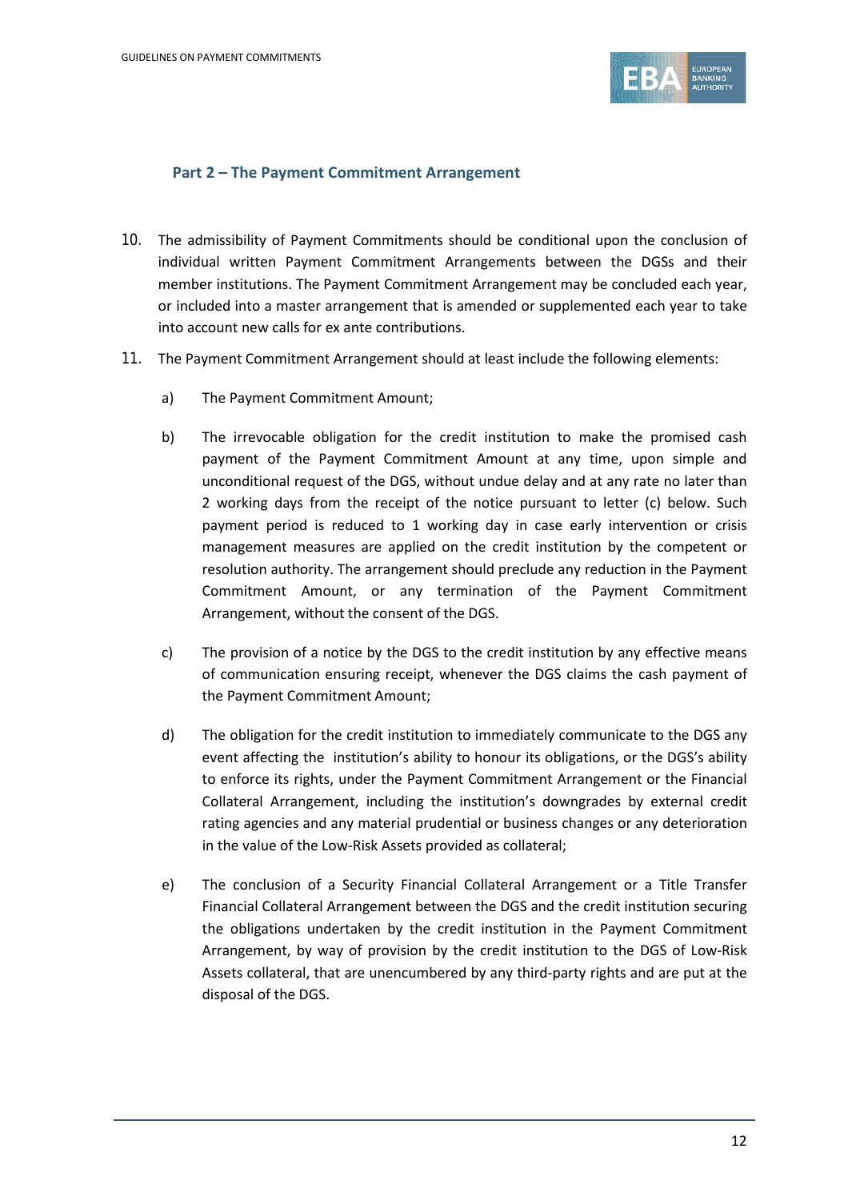## Part 2 – The Payment Commitment Arrangement

10. The admissibility of Payment Commitments should be conditional upon the conclusion of individual written Payment Commitment Arrangements between the DGSs and their member institutions. The Payment Commitment Arrangement may be concluded each year, or included into a master arrangement that is amended or supplemented each year to take into account new calls for ex ante contributions.

11. The Payment Commitment Arrangement should at least include the following elements:

    a) The Payment Commitment Amount;

    b) The irrevocable obligation for the credit institution to make the promised cash payment of the Payment Commitment Amount at any time, upon simple and unconditional request of the DGS, without undue delay and at any rate no later than 2 working days from the receipt of the notice pursuant to letter (c) below. Such payment period is reduced to 1 working day in case early intervention or crisis management measures are applied on the credit institution by the competent or resolution authority. The arrangement should preclude any reduction in the Payment Commitment Amount, or any termination of the Payment Commitment Arrangement, without the consent of the DGS.

    c) The provision of a notice by the DGS to the credit institution by any effective means of communication ensuring receipt, whenever the DGS claims the cash payment of the Payment Commitment Amount;

    d) The obligation for the credit institution to immediately communicate to the DGS any event affecting the institution's ability to honour its obligations, or the DGS's ability to enforce its rights, under the Payment Commitment Arrangement or the Financial Collateral Arrangement, including the institution's downgrades by external credit rating agencies and any material prudential or business changes or any deterioration in the value of the Low-Risk Assets provided as collateral;

    e) The conclusion of a Security Financial Collateral Arrangement or a Title Transfer Financial Collateral Arrangement between the DGS and the credit institution securing the obligations undertaken by the credit institution in the Payment Commitment Arrangement, by way of provision by the credit institution to the DGS of Low-Risk Assets collateral, that are unencumbered by any third-party rights and are put at the disposal of the DGS.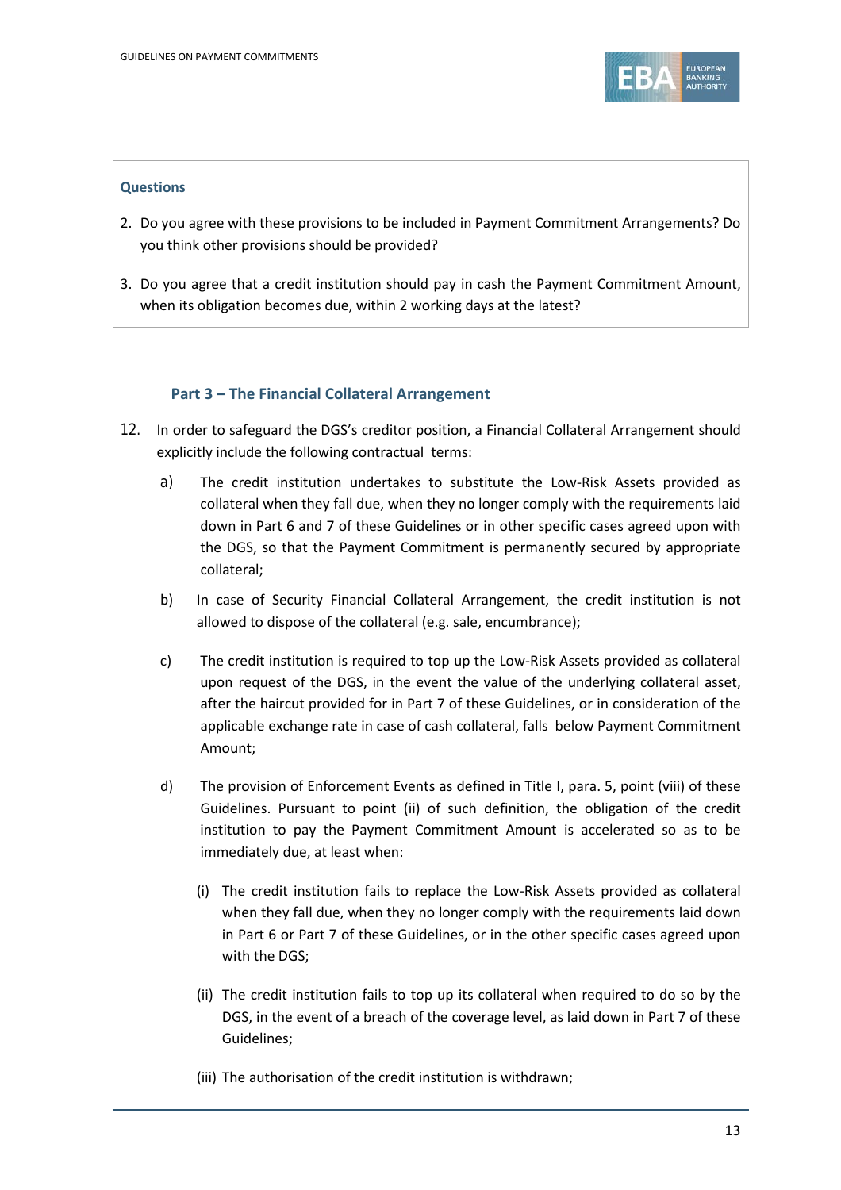**Questions**

2. Do you agree with these provisions to be included in Payment Commitment Arrangements? Do you think other provisions should be provided?

3. Do you agree that a credit institution should pay in cash the Payment Commitment Amount, when its obligation becomes due, within 2 working days at the latest?

### Part 3 – The Financial Collateral Arrangement

12. In order to safeguard the DGS's creditor position, a Financial Collateral Arrangement should explicitly include the following contractual terms:

    a) The credit institution undertakes to substitute the Low-Risk Assets provided as collateral when they fall due, when they no longer comply with the requirements laid down in Part 6 and 7 of these Guidelines or in other specific cases agreed upon with the DGS, so that the Payment Commitment is permanently secured by appropriate collateral;

    b) In case of Security Financial Collateral Arrangement, the credit institution is not allowed to dispose of the collateral (e.g. sale, encumbrance);

    c) The credit institution is required to top up the Low-Risk Assets provided as collateral upon request of the DGS, in the event the value of the underlying collateral asset, after the haircut provided for in Part 7 of these Guidelines, or in consideration of the applicable exchange rate in case of cash collateral, falls below Payment Commitment Amount;

    d) The provision of Enforcement Events as defined in Title I, para. 5, point (viii) of these Guidelines. Pursuant to point (ii) of such definition, the obligation of the credit institution to pay the Payment Commitment Amount is accelerated so as to be immediately due, at least when:

        (i) The credit institution fails to replace the Low-Risk Assets provided as collateral when they fall due, when they no longer comply with the requirements laid down in Part 6 or Part 7 of these Guidelines, or in the other specific cases agreed upon with the DGS;

        (ii) The credit institution fails to top up its collateral when required to do so by the DGS, in the event of a breach of the coverage level, as laid down in Part 7 of these Guidelines;

        (iii) The authorisation of the credit institution is withdrawn;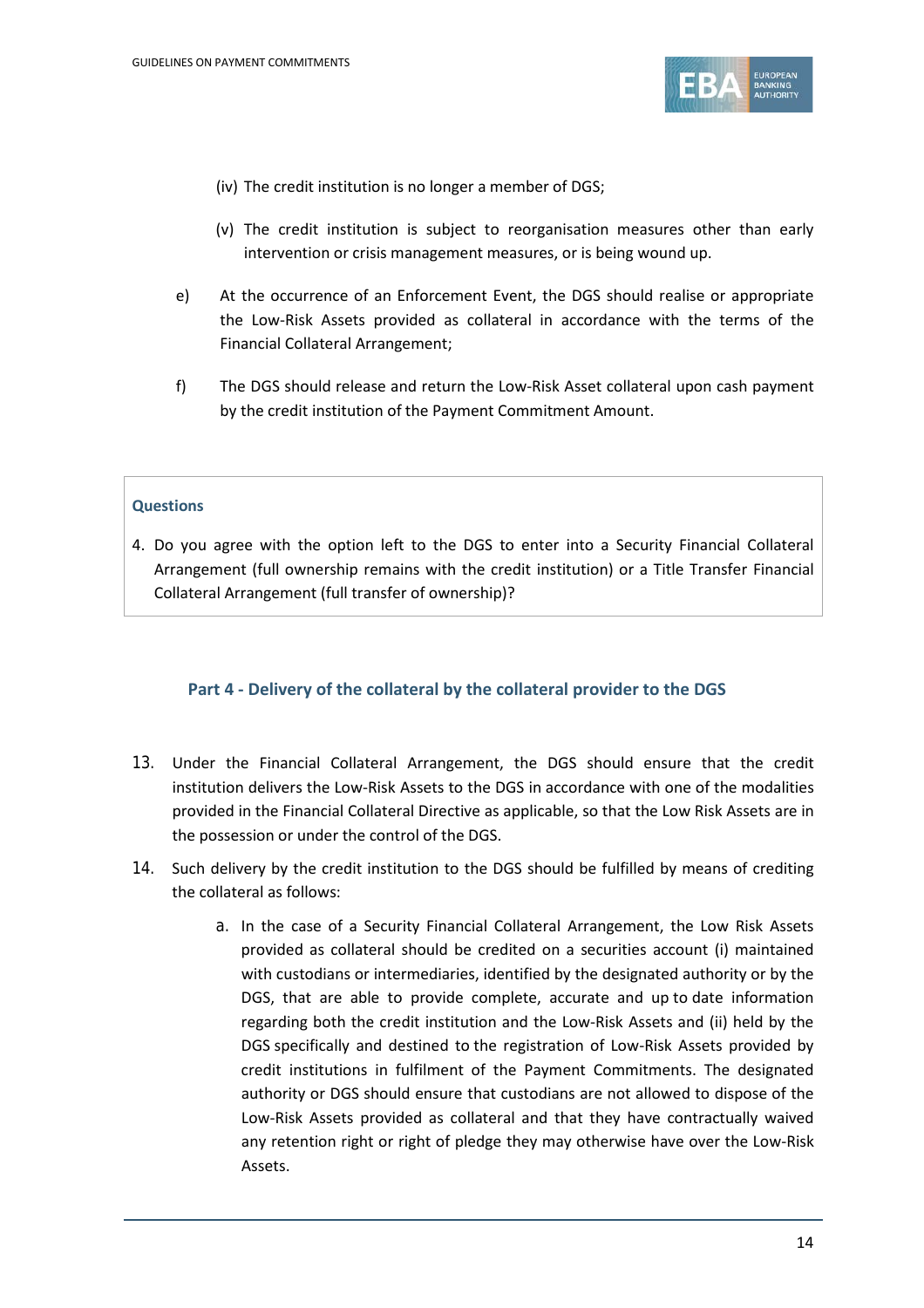(iv) The credit institution is no longer a member of DGS;

(v) The credit institution is subject to reorganisation measures other than early intervention or crisis management measures, or is being wound up.

e) At the occurrence of an Enforcement Event, the DGS should realise or appropriate the Low-Risk Assets provided as collateral in accordance with the terms of the Financial Collateral Arrangement;

f) The DGS should release and return the Low-Risk Asset collateral upon cash payment by the credit institution of the Payment Commitment Amount.

**Questions**

4. Do you agree with the option left to the DGS to enter into a Security Financial Collateral Arrangement (full ownership remains with the credit institution) or a Title Transfer Financial Collateral Arrangement (full transfer of ownership)?

## Part 4 - Delivery of the collateral by the collateral provider to the DGS

13. Under the Financial Collateral Arrangement, the DGS should ensure that the credit institution delivers the Low-Risk Assets to the DGS in accordance with one of the modalities provided in the Financial Collateral Directive as applicable, so that the Low Risk Assets are in the possession or under the control of the DGS.

14. Such delivery by the credit institution to the DGS should be fulfilled by means of crediting the collateral as follows:

    a. In the case of a Security Financial Collateral Arrangement, the Low Risk Assets provided as collateral should be credited on a securities account (i) maintained with custodians or intermediaries, identified by the designated authority or by the DGS, that are able to provide complete, accurate and up to date information regarding both the credit institution and the Low-Risk Assets and (ii) held by the DGS specifically and destined to the registration of Low-Risk Assets provided by credit institutions in fulfilment of the Payment Commitments. The designated authority or DGS should ensure that custodians are not allowed to dispose of the Low-Risk Assets provided as collateral and that they have contractually waived any retention right or right of pledge they may otherwise have over the Low-Risk Assets.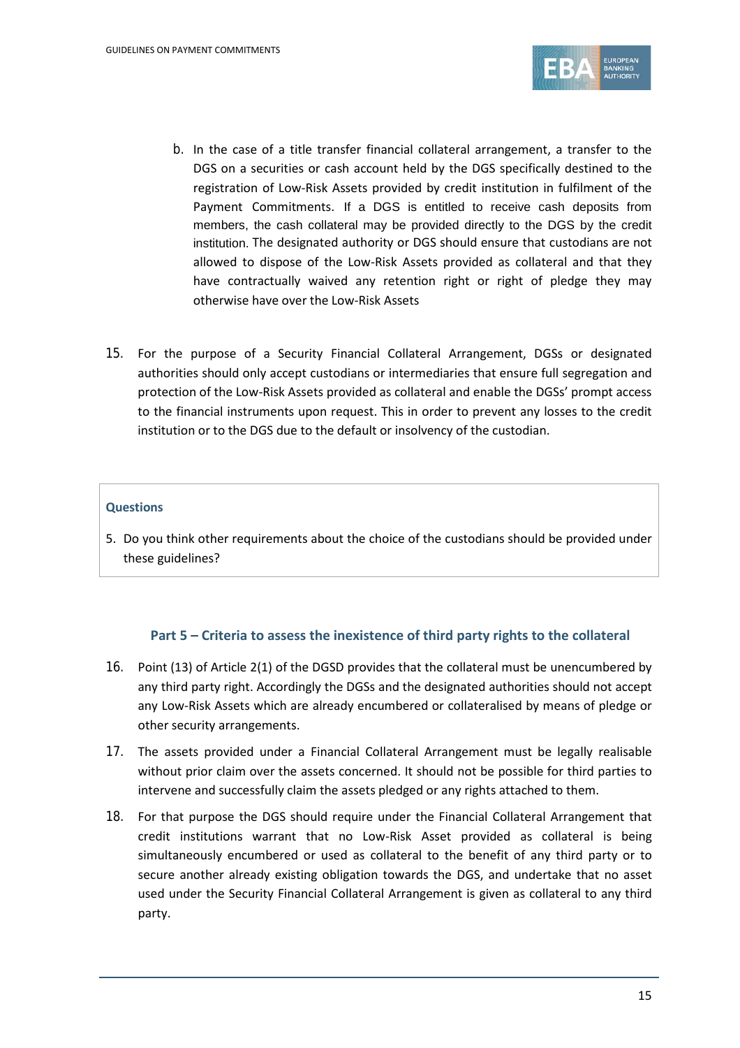b. In the case of a title transfer financial collateral arrangement, a transfer to the DGS on a securities or cash account held by the DGS specifically destined to the registration of Low-Risk Assets provided by credit institution in fulfilment of the Payment Commitments. If a DGS is entitled to receive cash deposits from members, the cash collateral may be provided directly to the DGS by the credit institution. The designated authority or DGS should ensure that custodians are not allowed to dispose of the Low-Risk Assets provided as collateral and that they have contractually waived any retention right or right of pledge they may otherwise have over the Low-Risk Assets

15. For the purpose of a Security Financial Collateral Arrangement, DGSs or designated authorities should only accept custodians or intermediaries that ensure full segregation and protection of the Low-Risk Assets provided as collateral and enable the DGSs' prompt access to the financial instruments upon request. This in order to prevent any losses to the credit institution or to the DGS due to the default or insolvency of the custodian.

**Questions**

5. Do you think other requirements about the choice of the custodians should be provided under these guidelines?

## Part 5 – Criteria to assess the inexistence of third party rights to the collateral

16. Point (13) of Article 2(1) of the DGSD provides that the collateral must be unencumbered by any third party right. Accordingly the DGSs and the designated authorities should not accept any Low-Risk Assets which are already encumbered or collateralised by means of pledge or other security arrangements.

17. The assets provided under a Financial Collateral Arrangement must be legally realisable without prior claim over the assets concerned. It should not be possible for third parties to intervene and successfully claim the assets pledged or any rights attached to them.

18. For that purpose the DGS should require under the Financial Collateral Arrangement that credit institutions warrant that no Low-Risk Asset provided as collateral is being simultaneously encumbered or used as collateral to the benefit of any third party or to secure another already existing obligation towards the DGS, and undertake that no asset used under the Security Financial Collateral Arrangement is given as collateral to any third party.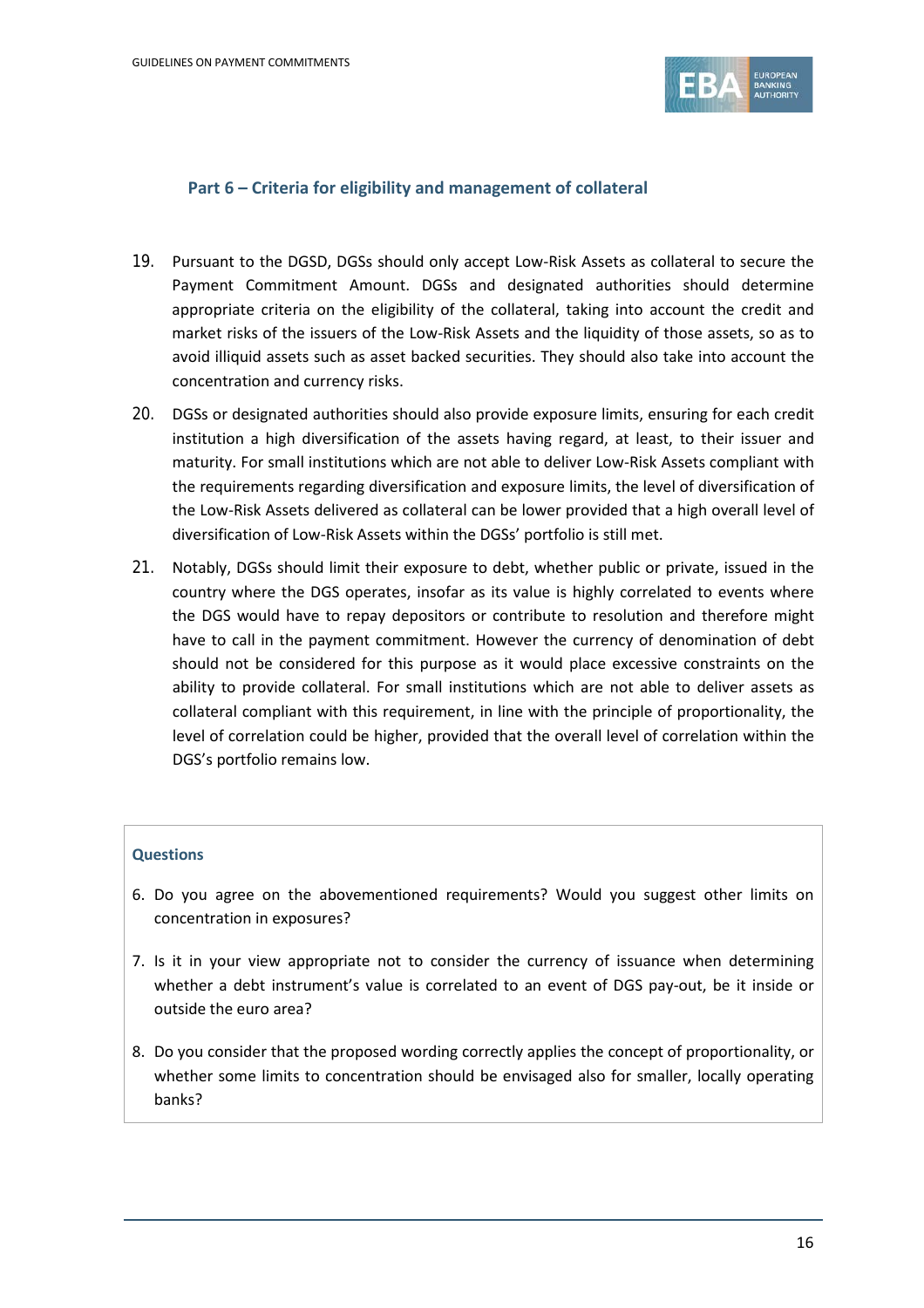## Part 6 – Criteria for eligibility and management of collateral

19. Pursuant to the DGSD, DGSs should only accept Low-Risk Assets as collateral to secure the Payment Commitment Amount. DGSs and designated authorities should determine appropriate criteria on the eligibility of the collateral, taking into account the credit and market risks of the issuers of the Low-Risk Assets and the liquidity of those assets, so as to avoid illiquid assets such as asset backed securities. They should also take into account the concentration and currency risks.

20. DGSs or designated authorities should also provide exposure limits, ensuring for each credit institution a high diversification of the assets having regard, at least, to their issuer and maturity. For small institutions which are not able to deliver Low-Risk Assets compliant with the requirements regarding diversification and exposure limits, the level of diversification of the Low-Risk Assets delivered as collateral can be lower provided that a high overall level of diversification of Low-Risk Assets within the DGSs' portfolio is still met.

21. Notably, DGSs should limit their exposure to debt, whether public or private, issued in the country where the DGS operates, insofar as its value is highly correlated to events where the DGS would have to repay depositors or contribute to resolution and therefore might have to call in the payment commitment. However the currency of denomination of debt should not be considered for this purpose as it would place excessive constraints on the ability to provide collateral. For small institutions which are not able to deliver assets as collateral compliant with this requirement, in line with the principle of proportionality, the level of correlation could be higher, provided that the overall level of correlation within the DGS's portfolio remains low.

**Questions**

6. Do you agree on the abovementioned requirements? Would you suggest other limits on concentration in exposures?
7. Is it in your view appropriate not to consider the currency of issuance when determining whether a debt instrument's value is correlated to an event of DGS pay-out, be it inside or outside the euro area?
8. Do you consider that the proposed wording correctly applies the concept of proportionality, or whether some limits to concentration should be envisaged also for smaller, locally operating banks?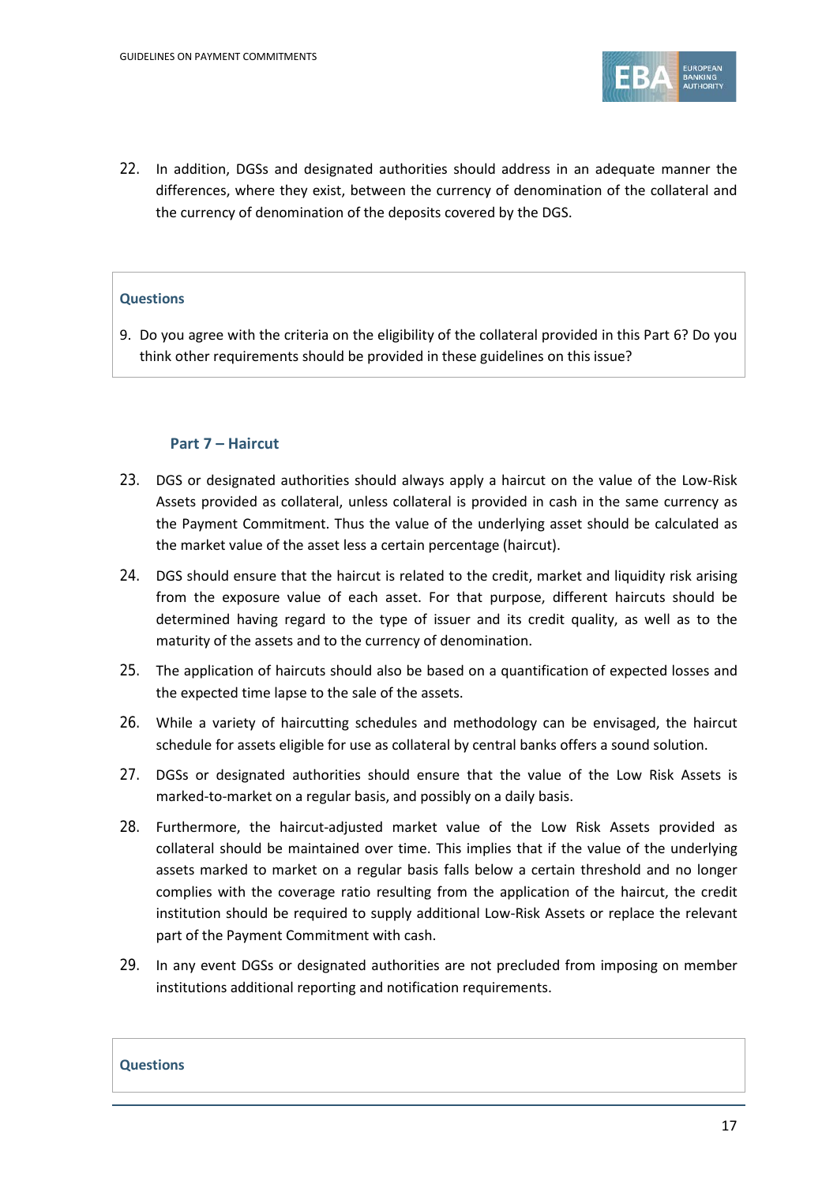22. In addition, DGSs and designated authorities should address in an adequate manner the differences, where they exist, between the currency of denomination of the collateral and the currency of denomination of the deposits covered by the DGS.

> **Questions**
>
> 9. Do you agree with the criteria on the eligibility of the collateral provided in this Part 6? Do you think other requirements should be provided in these guidelines on this issue?

### Part 7 – Haircut

23. DGS or designated authorities should always apply a haircut on the value of the Low-Risk Assets provided as collateral, unless collateral is provided in cash in the same currency as the Payment Commitment. Thus the value of the underlying asset should be calculated as the market value of the asset less a certain percentage (haircut).
24. DGS should ensure that the haircut is related to the credit, market and liquidity risk arising from the exposure value of each asset. For that purpose, different haircuts should be determined having regard to the type of issuer and its credit quality, as well as to the maturity of the assets and to the currency of denomination.
25. The application of haircuts should also be based on a quantification of expected losses and the expected time lapse to the sale of the assets.
26. While a variety of haircutting schedules and methodology can be envisaged, the haircut schedule for assets eligible for use as collateral by central banks offers a sound solution.
27. DGSs or designated authorities should ensure that the value of the Low Risk Assets is marked-to-market on a regular basis, and possibly on a daily basis.
28. Furthermore, the haircut-adjusted market value of the Low Risk Assets provided as collateral should be maintained over time. This implies that if the value of the underlying assets marked to market on a regular basis falls below a certain threshold and no longer complies with the coverage ratio resulting from the application of the haircut, the credit institution should be required to supply additional Low-Risk Assets or replace the relevant part of the Payment Commitment with cash.
29. In any event DGSs or designated authorities are not precluded from imposing on member institutions additional reporting and notification requirements.

> **Questions**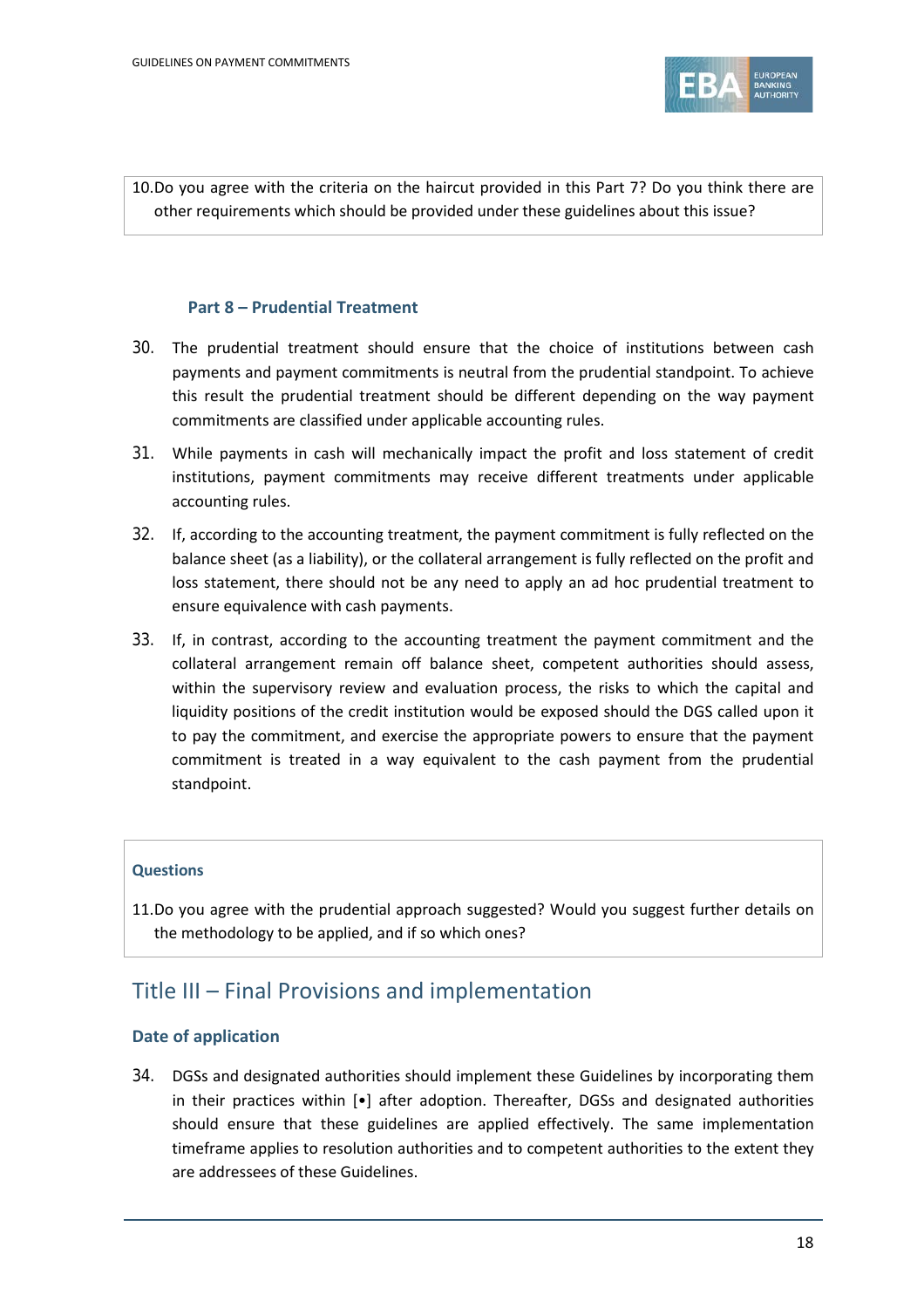10. Do you agree with the criteria on the haircut provided in this Part 7? Do you think there are other requirements which should be provided under these guidelines about this issue?

### Part 8 – Prudential Treatment

30. The prudential treatment should ensure that the choice of institutions between cash payments and payment commitments is neutral from the prudential standpoint. To achieve this result the prudential treatment should be different depending on the way payment commitments are classified under applicable accounting rules.

31. While payments in cash will mechanically impact the profit and loss statement of credit institutions, payment commitments may receive different treatments under applicable accounting rules.

32. If, according to the accounting treatment, the payment commitment is fully reflected on the balance sheet (as a liability), or the collateral arrangement is fully reflected on the profit and loss statement, there should not be any need to apply an ad hoc prudential treatment to ensure equivalence with cash payments.

33. If, in contrast, according to the accounting treatment the payment commitment and the collateral arrangement remain off balance sheet, competent authorities should assess, within the supervisory review and evaluation process, the risks to which the capital and liquidity positions of the credit institution would be exposed should the DGS called upon it to pay the commitment, and exercise the appropriate powers to ensure that the payment commitment is treated in a way equivalent to the cash payment from the prudential standpoint.

**Questions**

11. Do you agree with the prudential approach suggested? Would you suggest further details on the methodology to be applied, and if so which ones?

## Title III – Final Provisions and implementation

### Date of application

34. DGSs and designated authorities should implement these Guidelines by incorporating them in their practices within [•] after adoption. Thereafter, DGSs and designated authorities should ensure that these guidelines are applied effectively. The same implementation timeframe applies to resolution authorities and to competent authorities to the extent they are addressees of these Guidelines.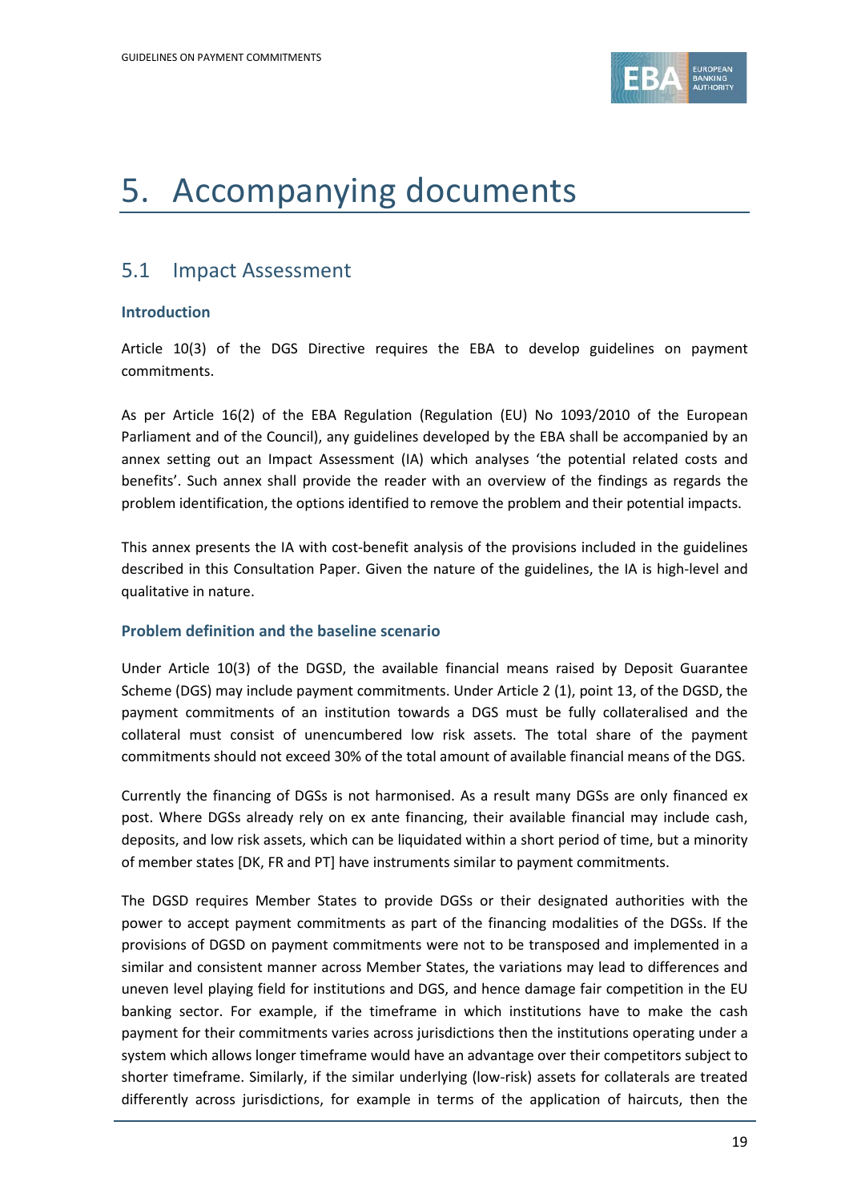# 5. Accompanying documents

## 5.1 Impact Assessment

### Introduction

Article 10(3) of the DGS Directive requires the EBA to develop guidelines on payment commitments.

As per Article 16(2) of the EBA Regulation (Regulation (EU) No 1093/2010 of the European Parliament and of the Council), any guidelines developed by the EBA shall be accompanied by an annex setting out an Impact Assessment (IA) which analyses 'the potential related costs and benefits'. Such annex shall provide the reader with an overview of the findings as regards the problem identification, the options identified to remove the problem and their potential impacts.

This annex presents the IA with cost-benefit analysis of the provisions included in the guidelines described in this Consultation Paper. Given the nature of the guidelines, the IA is high-level and qualitative in nature.

### Problem definition and the baseline scenario

Under Article 10(3) of the DGSD, the available financial means raised by Deposit Guarantee Scheme (DGS) may include payment commitments. Under Article 2 (1), point 13, of the DGSD, the payment commitments of an institution towards a DGS must be fully collateralised and the collateral must consist of unencumbered low risk assets. The total share of the payment commitments should not exceed 30% of the total amount of available financial means of the DGS.

Currently the financing of DGSs is not harmonised. As a result many DGSs are only financed ex post. Where DGSs already rely on ex ante financing, their available financial may include cash, deposits, and low risk assets, which can be liquidated within a short period of time, but a minority of member states [DK, FR and PT] have instruments similar to payment commitments.

The DGSD requires Member States to provide DGSs or their designated authorities with the power to accept payment commitments as part of the financing modalities of the DGSs. If the provisions of DGSD on payment commitments were not to be transposed and implemented in a similar and consistent manner across Member States, the variations may lead to differences and uneven level playing field for institutions and DGS, and hence damage fair competition in the EU banking sector. For example, if the timeframe in which institutions have to make the cash payment for their commitments varies across jurisdictions then the institutions operating under a system which allows longer timeframe would have an advantage over their competitors subject to shorter timeframe. Similarly, if the similar underlying (low-risk) assets for collaterals are treated differently across jurisdictions, for example in terms of the application of haircuts, then the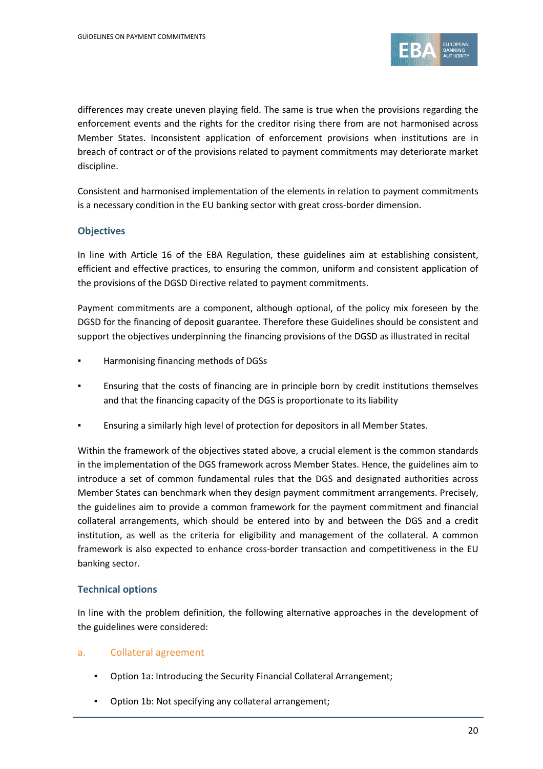differences may create uneven playing field. The same is true when the provisions regarding the enforcement events and the rights for the creditor rising there from are not harmonised across Member States. Inconsistent application of enforcement provisions when institutions are in breach of contract or of the provisions related to payment commitments may deteriorate market discipline.

Consistent and harmonised implementation of the elements in relation to payment commitments is a necessary condition in the EU banking sector with great cross-border dimension.

### Objectives

In line with Article 16 of the EBA Regulation, these guidelines aim at establishing consistent, efficient and effective practices, to ensuring the common, uniform and consistent application of the provisions of the DGSD Directive related to payment commitments.

Payment commitments are a component, although optional, of the policy mix foreseen by the DGSD for the financing of deposit guarantee. Therefore these Guidelines should be consistent and support the objectives underpinning the financing provisions of the DGSD as illustrated in recital

- Harmonising financing methods of DGSs
- Ensuring that the costs of financing are in principle born by credit institutions themselves and that the financing capacity of the DGS is proportionate to its liability
- Ensuring a similarly high level of protection for depositors in all Member States.

Within the framework of the objectives stated above, a crucial element is the common standards in the implementation of the DGS framework across Member States. Hence, the guidelines aim to introduce a set of common fundamental rules that the DGS and designated authorities across Member States can benchmark when they design payment commitment arrangements. Precisely, the guidelines aim to provide a common framework for the payment commitment and financial collateral arrangements, which should be entered into by and between the DGS and a credit institution, as well as the criteria for eligibility and management of the collateral. A common framework is also expected to enhance cross-border transaction and competitiveness in the EU banking sector.

### Technical options

In line with the problem definition, the following alternative approaches in the development of the guidelines were considered:

#### a. Collateral agreement

- Option 1a: Introducing the Security Financial Collateral Arrangement;
- Option 1b: Not specifying any collateral arrangement;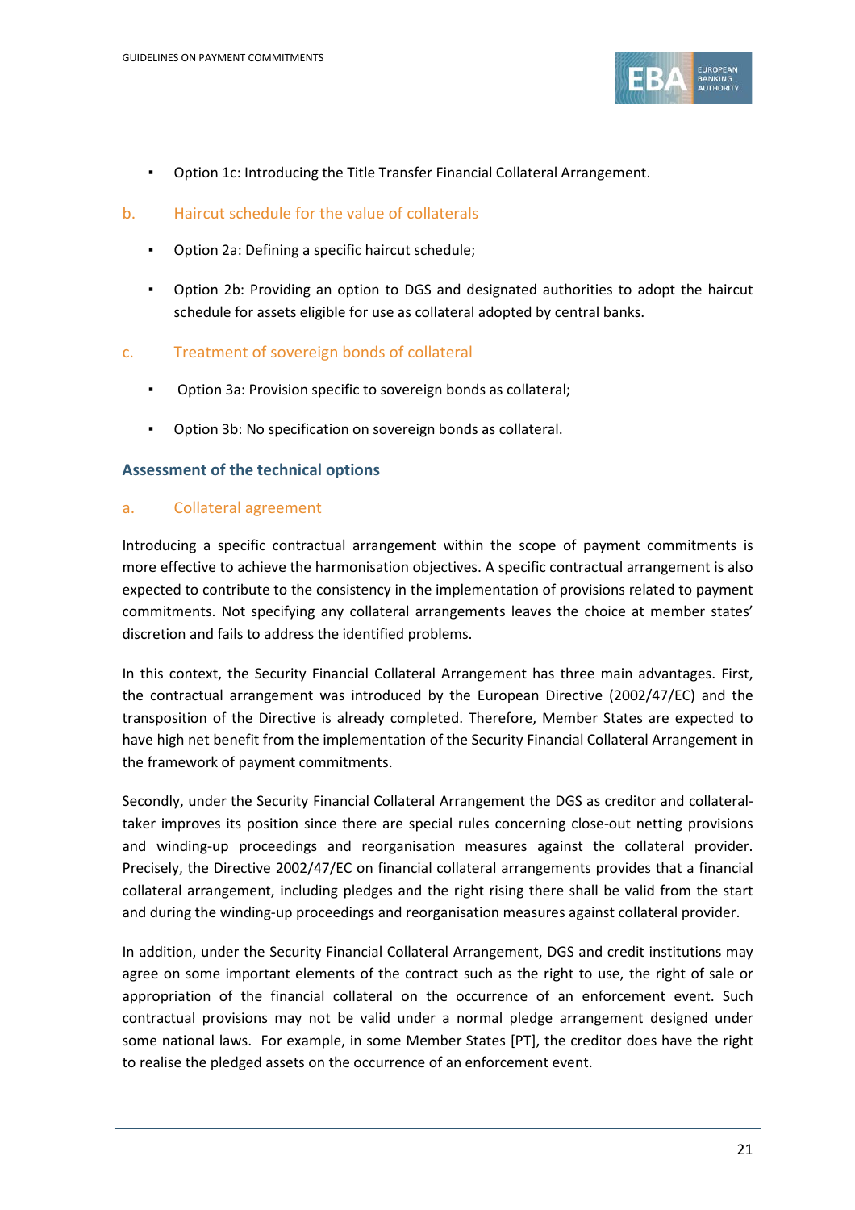- Option 1c: Introducing the Title Transfer Financial Collateral Arrangement.

b. Haircut schedule for the value of collaterals

- Option 2a: Defining a specific haircut schedule;
- Option 2b: Providing an option to DGS and designated authorities to adopt the haircut schedule for assets eligible for use as collateral adopted by central banks.

c. Treatment of sovereign bonds of collateral

- Option 3a: Provision specific to sovereign bonds as collateral;
- Option 3b: No specification on sovereign bonds as collateral.

### Assessment of the technical options

a. Collateral agreement

Introducing a specific contractual arrangement within the scope of payment commitments is more effective to achieve the harmonisation objectives. A specific contractual arrangement is also expected to contribute to the consistency in the implementation of provisions related to payment commitments. Not specifying any collateral arrangements leaves the choice at member states' discretion and fails to address the identified problems.

In this context, the Security Financial Collateral Arrangement has three main advantages. First, the contractual arrangement was introduced by the European Directive (2002/47/EC) and the transposition of the Directive is already completed. Therefore, Member States are expected to have high net benefit from the implementation of the Security Financial Collateral Arrangement in the framework of payment commitments.

Secondly, under the Security Financial Collateral Arrangement the DGS as creditor and collateral-taker improves its position since there are special rules concerning close-out netting provisions and winding-up proceedings and reorganisation measures against the collateral provider. Precisely, the Directive 2002/47/EC on financial collateral arrangements provides that a financial collateral arrangement, including pledges and the right rising there shall be valid from the start and during the winding-up proceedings and reorganisation measures against collateral provider.

In addition, under the Security Financial Collateral Arrangement, DGS and credit institutions may agree on some important elements of the contract such as the right to use, the right of sale or appropriation of the financial collateral on the occurrence of an enforcement event. Such contractual provisions may not be valid under a normal pledge arrangement designed under some national laws. For example, in some Member States [PT], the creditor does have the right to realise the pledged assets on the occurrence of an enforcement event.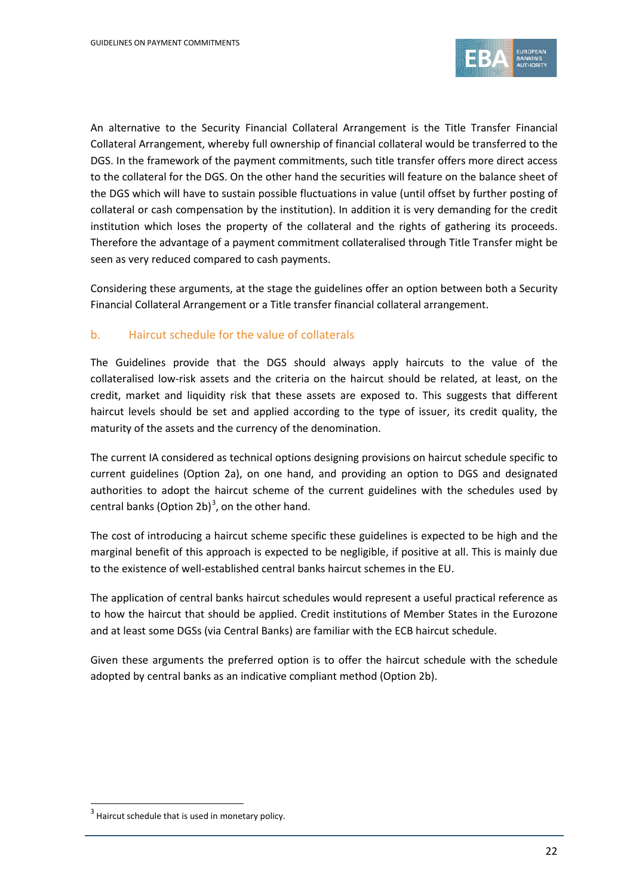An alternative to the Security Financial Collateral Arrangement is the Title Transfer Financial Collateral Arrangement, whereby full ownership of financial collateral would be transferred to the DGS. In the framework of the payment commitments, such title transfer offers more direct access to the collateral for the DGS. On the other hand the securities will feature on the balance sheet of the DGS which will have to sustain possible fluctuations in value (until offset by further posting of collateral or cash compensation by the institution). In addition it is very demanding for the credit institution which loses the property of the collateral and the rights of gathering its proceeds. Therefore the advantage of a payment commitment collateralised through Title Transfer might be seen as very reduced compared to cash payments.

Considering these arguments, at the stage the guidelines offer an option between both a Security Financial Collateral Arrangement or a Title transfer financial collateral arrangement.

### b. Haircut schedule for the value of collaterals

The Guidelines provide that the DGS should always apply haircuts to the value of the collateralised low-risk assets and the criteria on the haircut should be related, at least, on the credit, market and liquidity risk that these assets are exposed to. This suggests that different haircut levels should be set and applied according to the type of issuer, its credit quality, the maturity of the assets and the currency of the denomination.

The current IA considered as technical options designing provisions on haircut schedule specific to current guidelines (Option 2a), on one hand, and providing an option to DGS and designated authorities to adopt the haircut scheme of the current guidelines with the schedules used by central banks (Option 2b)[3], on the other hand.

The cost of introducing a haircut scheme specific these guidelines is expected to be high and the marginal benefit of this approach is expected to be negligible, if positive at all. This is mainly due to the existence of well-established central banks haircut schemes in the EU.

The application of central banks haircut schedules would represent a useful practical reference as to how the haircut that should be applied. Credit institutions of Member States in the Eurozone and at least some DGSs (via Central Banks) are familiar with the ECB haircut schedule.

Given these arguments the preferred option is to offer the haircut schedule with the schedule adopted by central banks as an indicative compliant method (Option 2b).

[3] Haircut schedule that is used in monetary policy.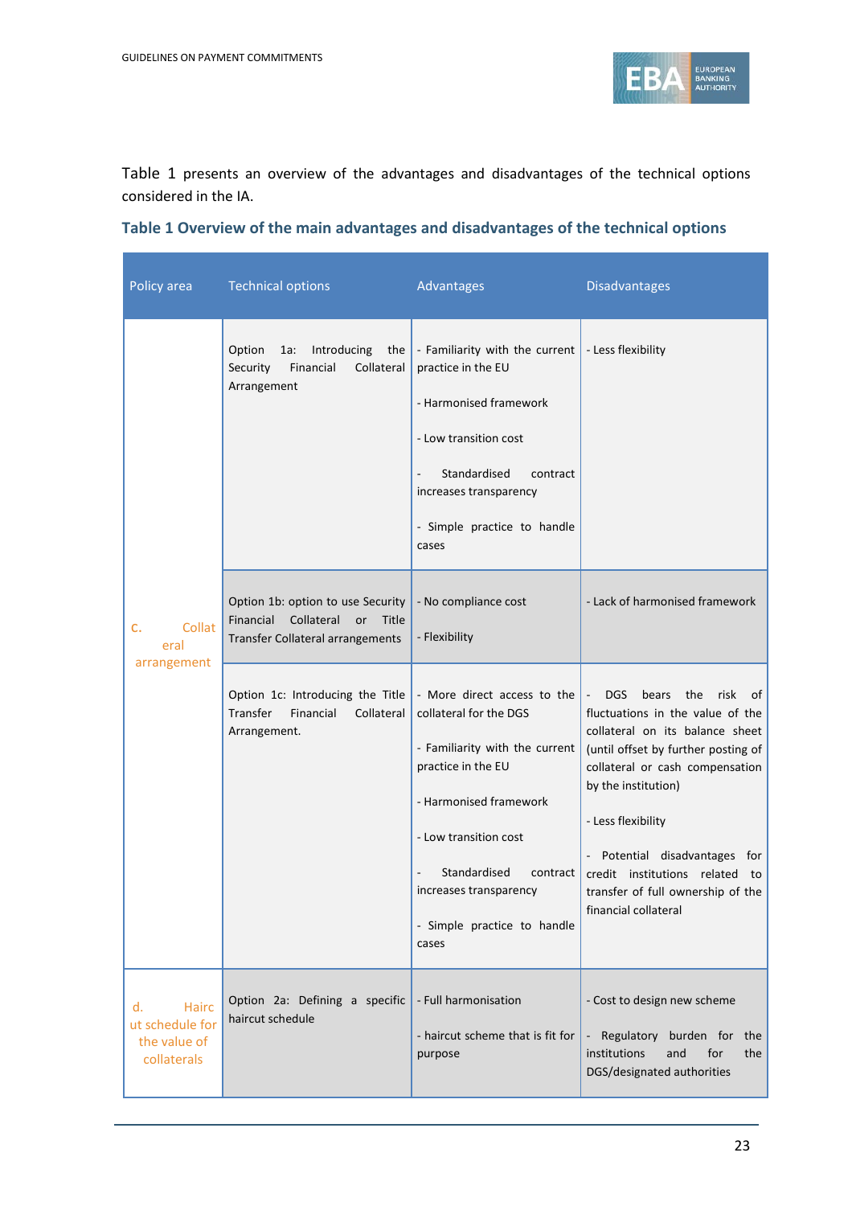Table 1 presents an overview of the advantages and disadvantages of the technical options considered in the IA.

### Table 1 Overview of the main advantages and disadvantages of the technical options

| Policy area | Technical options | Advantages | Disadvantages |
|---|---|---|---|
| c. Collateral arrangement | Option 1a: Introducing the Security Financial Collateral Arrangement | - Familiarity with the current practice in the EU<br><br>- Harmonised framework<br><br>- Low transition cost<br><br>- Standardised contract increases transparency<br><br>- Simple practice to handle cases | - Less flexibility |
| | Option 1b: option to use Security Financial Collateral or Title Transfer Collateral arrangements | - No compliance cost<br><br>- Flexibility | - Lack of harmonised framework |
| | Option 1c: Introducing the Title Transfer Financial Collateral Arrangement. | - More direct access to the collateral for the DGS<br><br>- Familiarity with the current practice in the EU<br><br>- Harmonised framework<br><br>- Low transition cost<br><br>- Standardised contract increases transparency<br><br>- Simple practice to handle cases | - DGS bears the risk of fluctuations in the value of the collateral on its balance sheet (until offset by further posting of collateral or cash compensation by the institution)<br><br>- Less flexibility<br><br>- Potential disadvantages for credit institutions related to transfer of full ownership of the financial collateral |
| d. Haircut schedule for the value of collaterals | Option 2a: Defining a specific haircut schedule | - Full harmonisation<br><br>- haircut scheme that is fit for purpose | - Cost to design new scheme<br><br>- Regulatory burden for the institutions and for the DGS/designated authorities |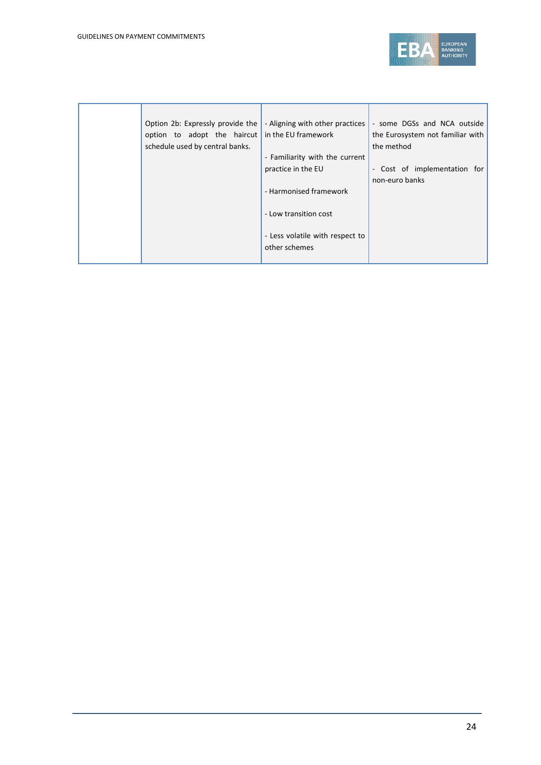| | | | |
|---|---|---|---|
| | Option 2b: Expressly provide the option to adopt the haircut schedule used by central banks. | - Aligning with other practices in the EU framework<br><br>- Familiarity with the current practice in the EU<br><br>- Harmonised framework<br><br>- Low transition cost<br><br>- Less volatile with respect to other schemes | - some DGSs and NCA outside the Eurosystem not familiar with the method<br><br>- Cost of implementation for non-euro banks |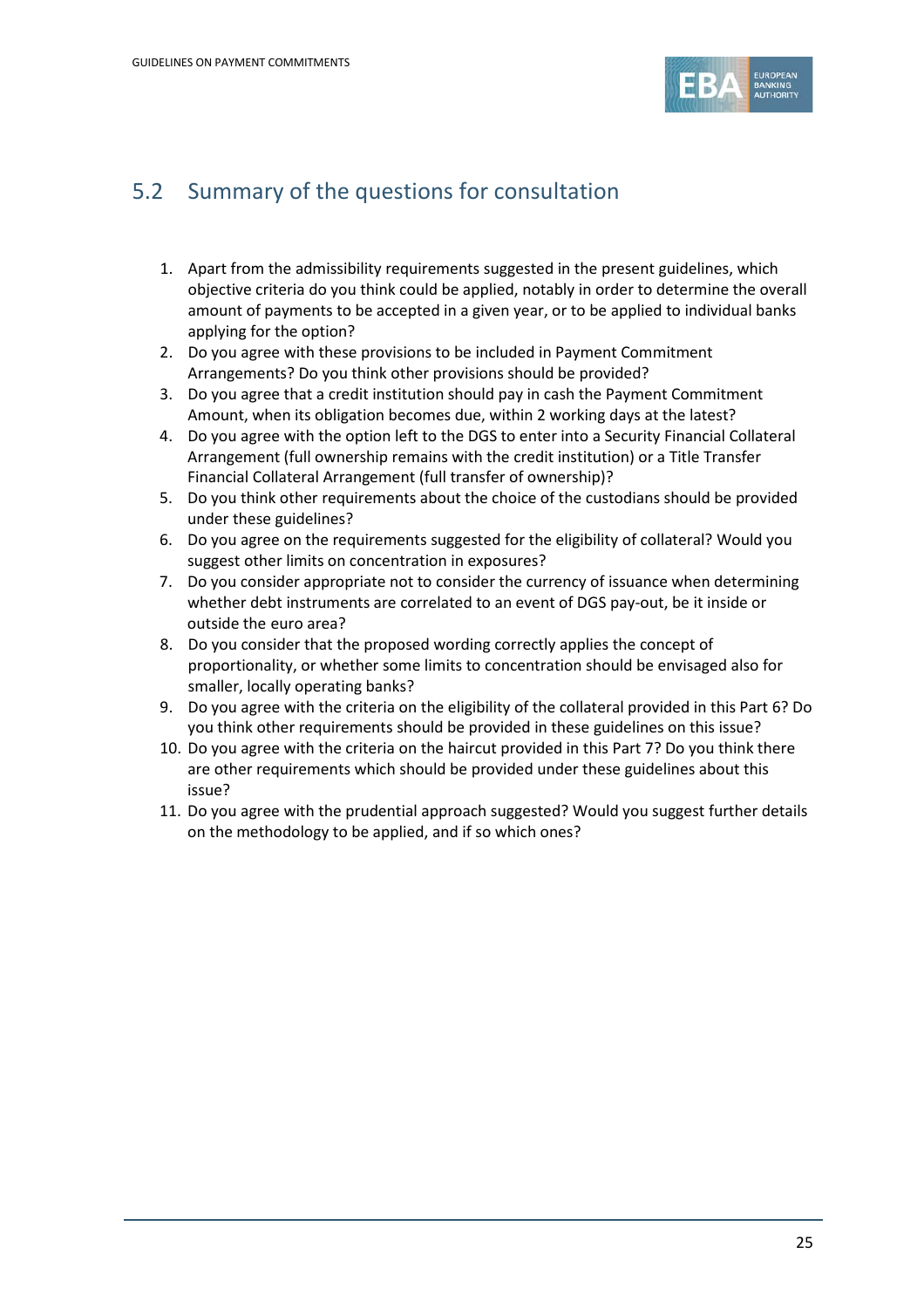## 5.2 Summary of the questions for consultation

1. Apart from the admissibility requirements suggested in the present guidelines, which objective criteria do you think could be applied, notably in order to determine the overall amount of payments to be accepted in a given year, or to be applied to individual banks applying for the option?
2. Do you agree with these provisions to be included in Payment Commitment Arrangements? Do you think other provisions should be provided?
3. Do you agree that a credit institution should pay in cash the Payment Commitment Amount, when its obligation becomes due, within 2 working days at the latest?
4. Do you agree with the option left to the DGS to enter into a Security Financial Collateral Arrangement (full ownership remains with the credit institution) or a Title Transfer Financial Collateral Arrangement (full transfer of ownership)?
5. Do you think other requirements about the choice of the custodians should be provided under these guidelines?
6. Do you agree on the requirements suggested for the eligibility of collateral? Would you suggest other limits on concentration in exposures?
7. Do you consider appropriate not to consider the currency of issuance when determining whether debt instruments are correlated to an event of DGS pay-out, be it inside or outside the euro area?
8. Do you consider that the proposed wording correctly applies the concept of proportionality, or whether some limits to concentration should be envisaged also for smaller, locally operating banks?
9. Do you agree with the criteria on the eligibility of the collateral provided in this Part 6? Do you think other requirements should be provided in these guidelines on this issue?
10. Do you agree with the criteria on the haircut provided in this Part 7? Do you think there are other requirements which should be provided under these guidelines about this issue?
11. Do you agree with the prudential approach suggested? Would you suggest further details on the methodology to be applied, and if so which ones?